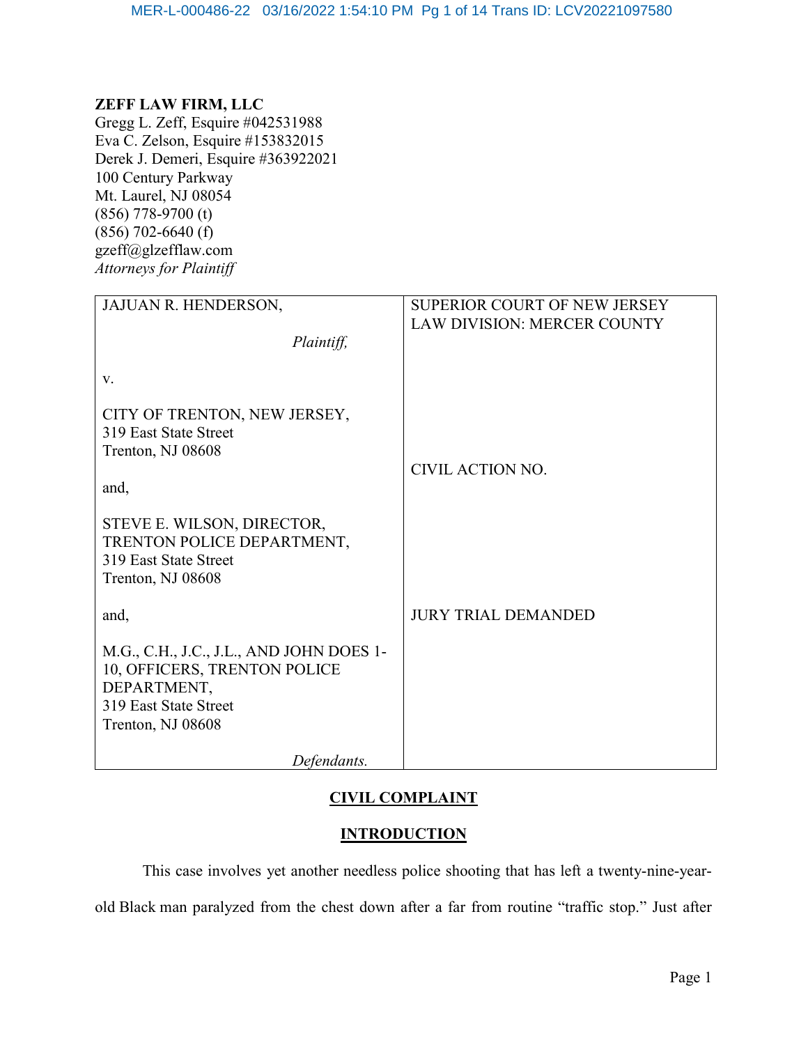**ZEFF LAW FIRM, LLC**
Gregg L. Zeff, Esquire #042531988
Eva C. Zelson, Esquire #153832015
Derek J. Demeri, Esquire #363922021
100 Century Parkway
Mt. Laurel, NJ 08054
(856) 778-9700 (t)
(856) 702-6640 (f)
gzeff@glzefflaw.com
*Attorneys for Plaintiff*

| | |
|---|---|
| JAJUAN R. HENDERSON,<br><br>*Plaintiff,*<br><br>v.<br><br>CITY OF TRENTON, NEW JERSEY,<br>319 East State Street<br>Trenton, NJ 08608<br><br>and,<br><br>STEVE E. WILSON, DIRECTOR,<br>TRENTON POLICE DEPARTMENT,<br>319 East State Street<br>Trenton, NJ 08608<br><br>and,<br><br>M.G., C.H., J.C., J.L., AND JOHN DOES 1-10, OFFICERS, TRENTON POLICE DEPARTMENT,<br>319 East State Street<br>Trenton, NJ 08608<br><br>*Defendants.* | SUPERIOR COURT OF NEW JERSEY<br>LAW DIVISION: MERCER COUNTY<br><br>CIVIL ACTION NO.<br><br>JURY TRIAL DEMANDED |

## CIVIL COMPLAINT

## INTRODUCTION

This case involves yet another needless police shooting that has left a twenty-nine-year-old Black man paralyzed from the chest down after a far from routine "traffic stop." Just after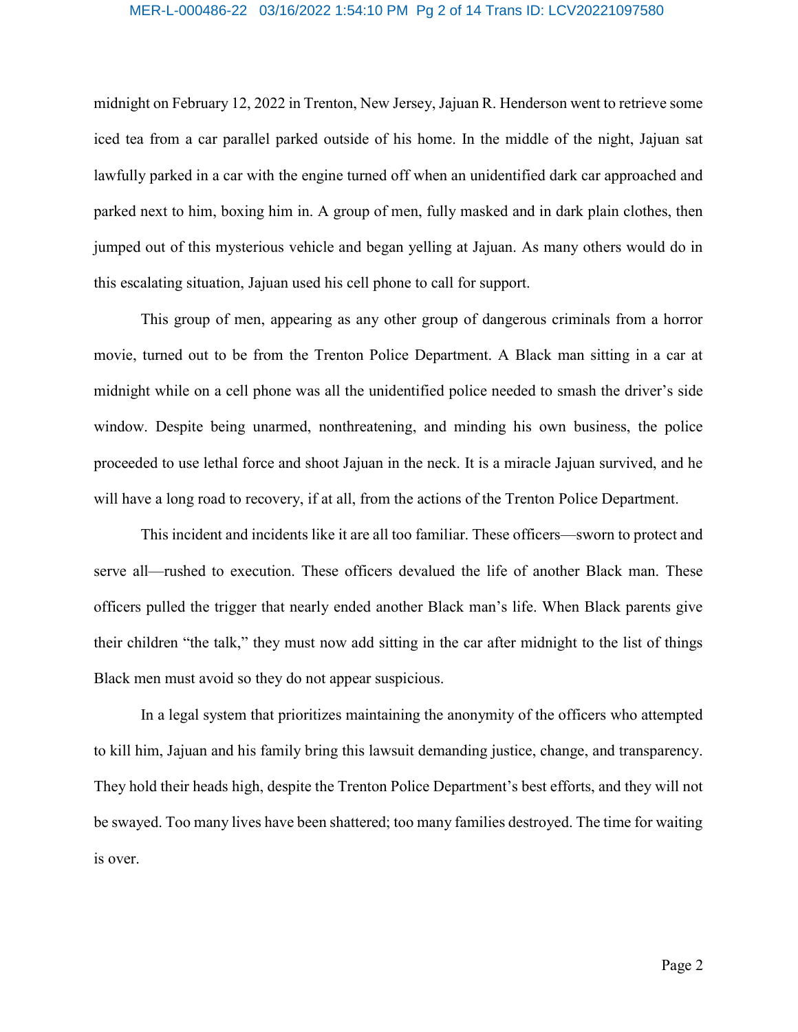midnight on February 12, 2022 in Trenton, New Jersey, Jajuan R. Henderson went to retrieve some iced tea from a car parallel parked outside of his home. In the middle of the night, Jajuan sat lawfully parked in a car with the engine turned off when an unidentified dark car approached and parked next to him, boxing him in. A group of men, fully masked and in dark plain clothes, then jumped out of this mysterious vehicle and began yelling at Jajuan. As many others would do in this escalating situation, Jajuan used his cell phone to call for support.

This group of men, appearing as any other group of dangerous criminals from a horror movie, turned out to be from the Trenton Police Department. A Black man sitting in a car at midnight while on a cell phone was all the unidentified police needed to smash the driver's side window. Despite being unarmed, nonthreatening, and minding his own business, the police proceeded to use lethal force and shoot Jajuan in the neck. It is a miracle Jajuan survived, and he will have a long road to recovery, if at all, from the actions of the Trenton Police Department.

This incident and incidents like it are all too familiar. These officers—sworn to protect and serve all—rushed to execution. These officers devalued the life of another Black man. These officers pulled the trigger that nearly ended another Black man's life. When Black parents give their children "the talk," they must now add sitting in the car after midnight to the list of things Black men must avoid so they do not appear suspicious.

In a legal system that prioritizes maintaining the anonymity of the officers who attempted to kill him, Jajuan and his family bring this lawsuit demanding justice, change, and transparency. They hold their heads high, despite the Trenton Police Department's best efforts, and they will not be swayed. Too many lives have been shattered; too many families destroyed. The time for waiting is over.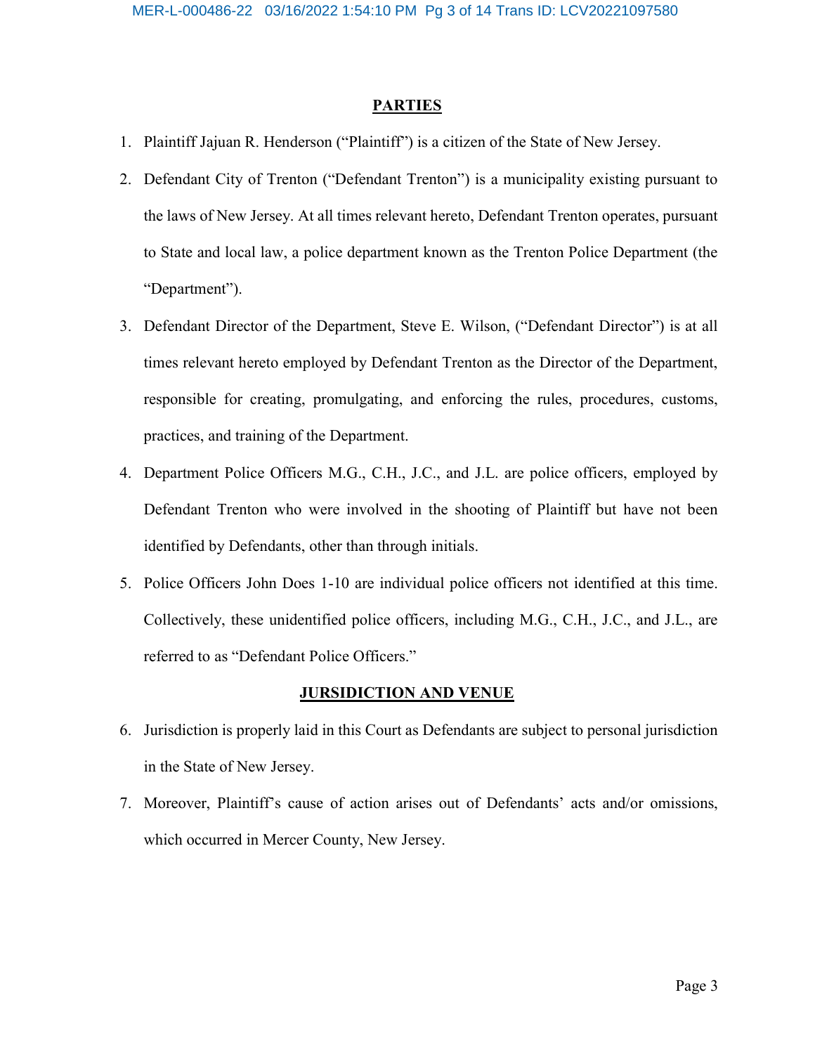## PARTIES

1. Plaintiff Jajuan R. Henderson ("Plaintiff") is a citizen of the State of New Jersey.
2. Defendant City of Trenton ("Defendant Trenton") is a municipality existing pursuant to the laws of New Jersey. At all times relevant hereto, Defendant Trenton operates, pursuant to State and local law, a police department known as the Trenton Police Department (the "Department").
3. Defendant Director of the Department, Steve E. Wilson, ("Defendant Director") is at all times relevant hereto employed by Defendant Trenton as the Director of the Department, responsible for creating, promulgating, and enforcing the rules, procedures, customs, practices, and training of the Department.
4. Department Police Officers M.G., C.H., J.C., and J.L. are police officers, employed by Defendant Trenton who were involved in the shooting of Plaintiff but have not been identified by Defendants, other than through initials.
5. Police Officers John Does 1-10 are individual police officers not identified at this time. Collectively, these unidentified police officers, including M.G., C.H., J.C., and J.L., are referred to as "Defendant Police Officers."

## JURISDICTION AND VENUE

6. Jurisdiction is properly laid in this Court as Defendants are subject to personal jurisdiction in the State of New Jersey.
7. Moreover, Plaintiff's cause of action arises out of Defendants' acts and/or omissions, which occurred in Mercer County, New Jersey.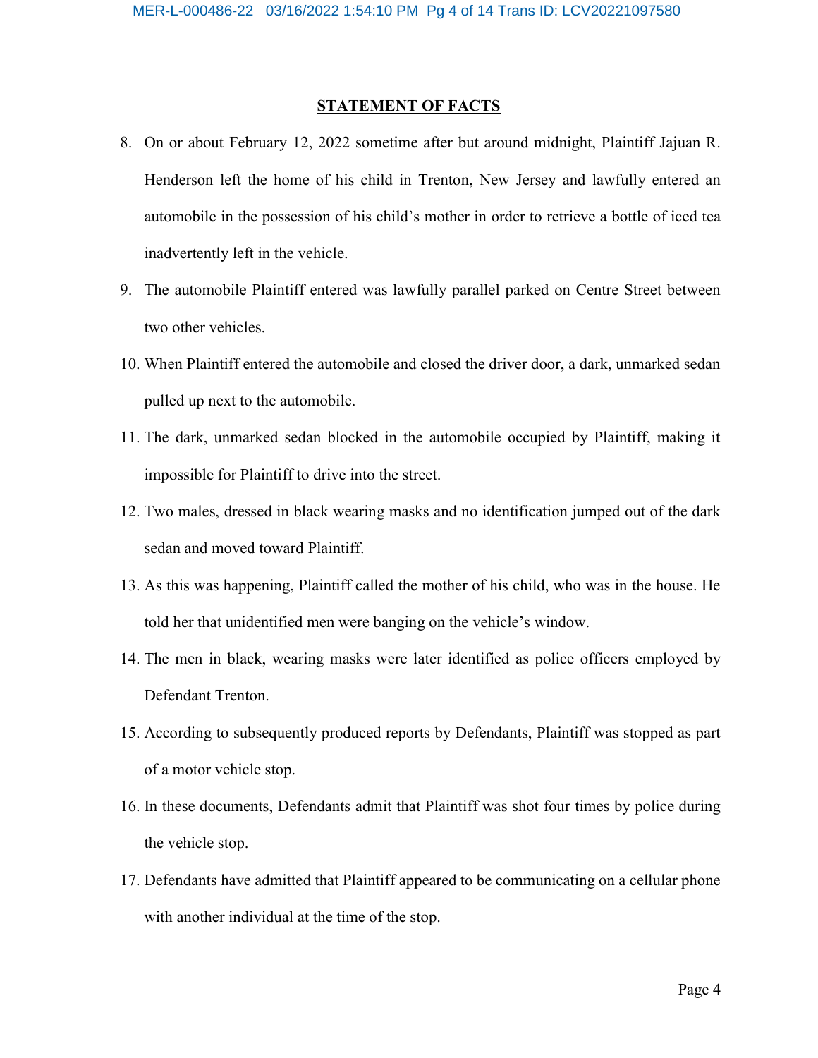## STATEMENT OF FACTS

8. On or about February 12, 2022 sometime after but around midnight, Plaintiff Jajuan R. Henderson left the home of his child in Trenton, New Jersey and lawfully entered an automobile in the possession of his child's mother in order to retrieve a bottle of iced tea inadvertently left in the vehicle.

9. The automobile Plaintiff entered was lawfully parallel parked on Centre Street between two other vehicles.

10. When Plaintiff entered the automobile and closed the driver door, a dark, unmarked sedan pulled up next to the automobile.

11. The dark, unmarked sedan blocked in the automobile occupied by Plaintiff, making it impossible for Plaintiff to drive into the street.

12. Two males, dressed in black wearing masks and no identification jumped out of the dark sedan and moved toward Plaintiff.

13. As this was happening, Plaintiff called the mother of his child, who was in the house. He told her that unidentified men were banging on the vehicle's window.

14. The men in black, wearing masks were later identified as police officers employed by Defendant Trenton.

15. According to subsequently produced reports by Defendants, Plaintiff was stopped as part of a motor vehicle stop.

16. In these documents, Defendants admit that Plaintiff was shot four times by police during the vehicle stop.

17. Defendants have admitted that Plaintiff appeared to be communicating on a cellular phone with another individual at the time of the stop.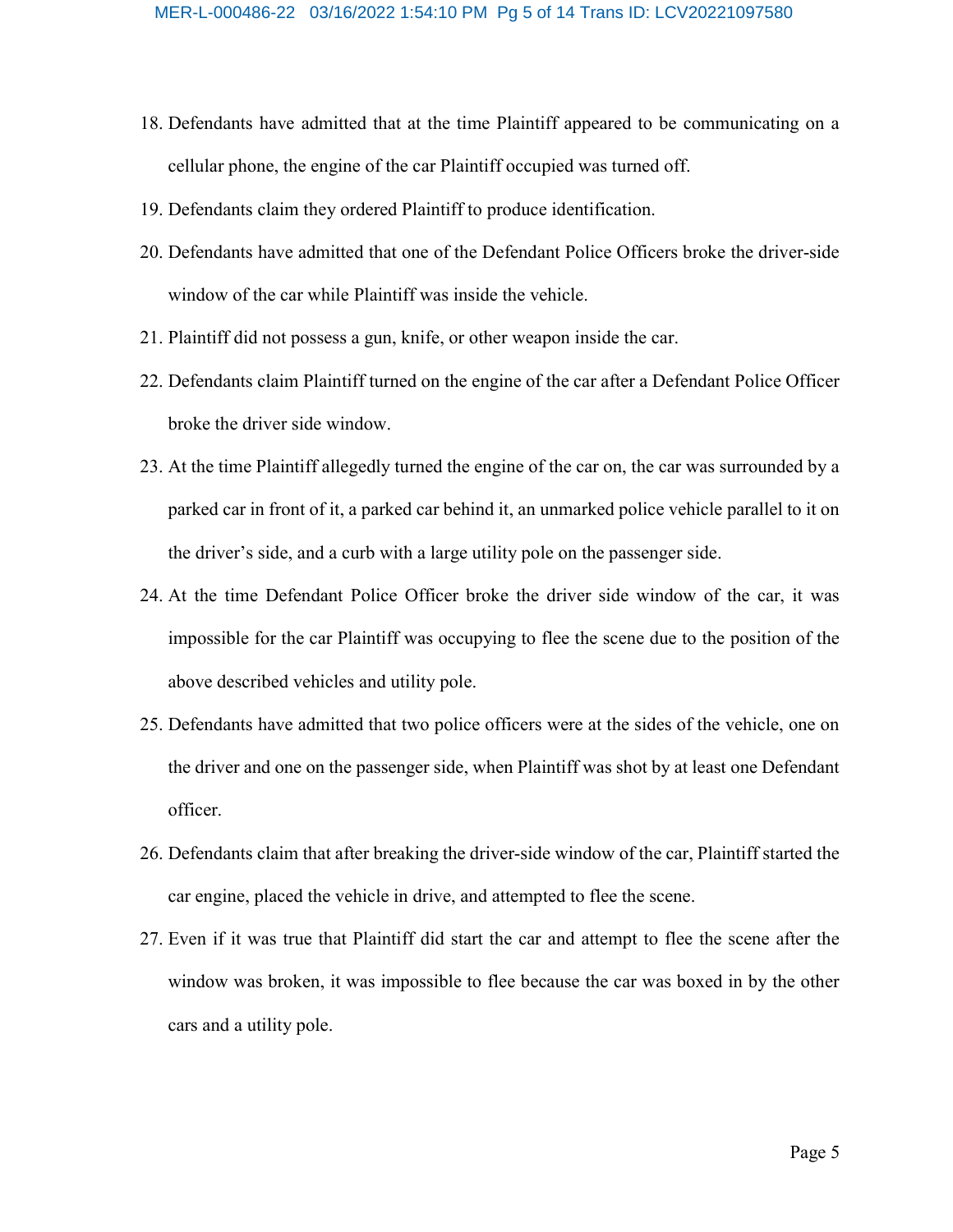18. Defendants have admitted that at the time Plaintiff appeared to be communicating on a cellular phone, the engine of the car Plaintiff occupied was turned off.
19. Defendants claim they ordered Plaintiff to produce identification.
20. Defendants have admitted that one of the Defendant Police Officers broke the driver-side window of the car while Plaintiff was inside the vehicle.
21. Plaintiff did not possess a gun, knife, or other weapon inside the car.
22. Defendants claim Plaintiff turned on the engine of the car after a Defendant Police Officer broke the driver side window.
23. At the time Plaintiff allegedly turned the engine of the car on, the car was surrounded by a parked car in front of it, a parked car behind it, an unmarked police vehicle parallel to it on the driver's side, and a curb with a large utility pole on the passenger side.
24. At the time Defendant Police Officer broke the driver side window of the car, it was impossible for the car Plaintiff was occupying to flee the scene due to the position of the above described vehicles and utility pole.
25. Defendants have admitted that two police officers were at the sides of the vehicle, one on the driver and one on the passenger side, when Plaintiff was shot by at least one Defendant officer.
26. Defendants claim that after breaking the driver-side window of the car, Plaintiff started the car engine, placed the vehicle in drive, and attempted to flee the scene.
27. Even if it was true that Plaintiff did start the car and attempt to flee the scene after the window was broken, it was impossible to flee because the car was boxed in by the other cars and a utility pole.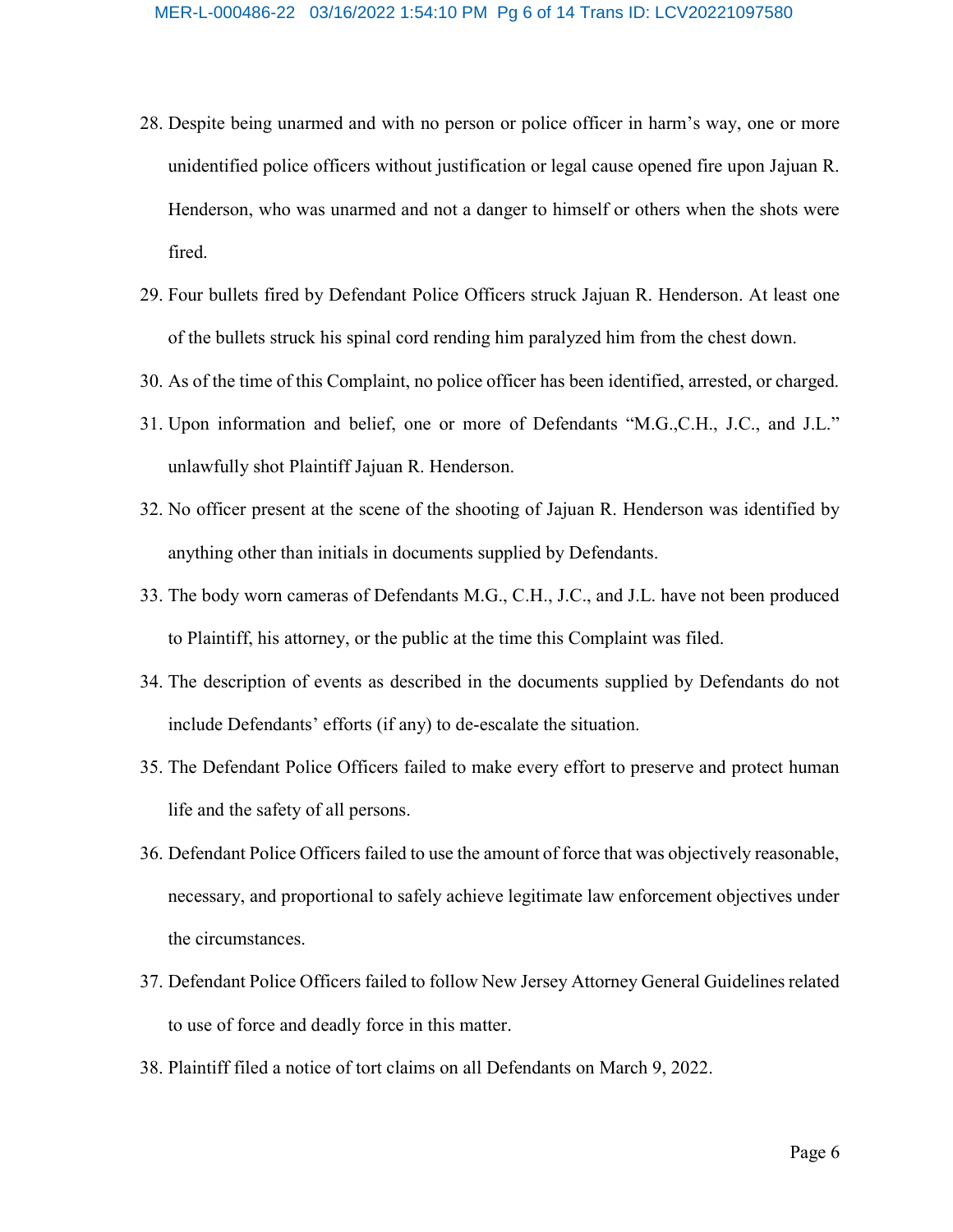28. Despite being unarmed and with no person or police officer in harm's way, one or more unidentified police officers without justification or legal cause opened fire upon Jajuan R. Henderson, who was unarmed and not a danger to himself or others when the shots were fired.
29. Four bullets fired by Defendant Police Officers struck Jajuan R. Henderson. At least one of the bullets struck his spinal cord rending him paralyzed him from the chest down.
30. As of the time of this Complaint, no police officer has been identified, arrested, or charged.
31. Upon information and belief, one or more of Defendants "M.G.,C.H., J.C., and J.L." unlawfully shot Plaintiff Jajuan R. Henderson.
32. No officer present at the scene of the shooting of Jajuan R. Henderson was identified by anything other than initials in documents supplied by Defendants.
33. The body worn cameras of Defendants M.G., C.H., J.C., and J.L. have not been produced to Plaintiff, his attorney, or the public at the time this Complaint was filed.
34. The description of events as described in the documents supplied by Defendants do not include Defendants' efforts (if any) to de-escalate the situation.
35. The Defendant Police Officers failed to make every effort to preserve and protect human life and the safety of all persons.
36. Defendant Police Officers failed to use the amount of force that was objectively reasonable, necessary, and proportional to safely achieve legitimate law enforcement objectives under the circumstances.
37. Defendant Police Officers failed to follow New Jersey Attorney General Guidelines related to use of force and deadly force in this matter.
38. Plaintiff filed a notice of tort claims on all Defendants on March 9, 2022.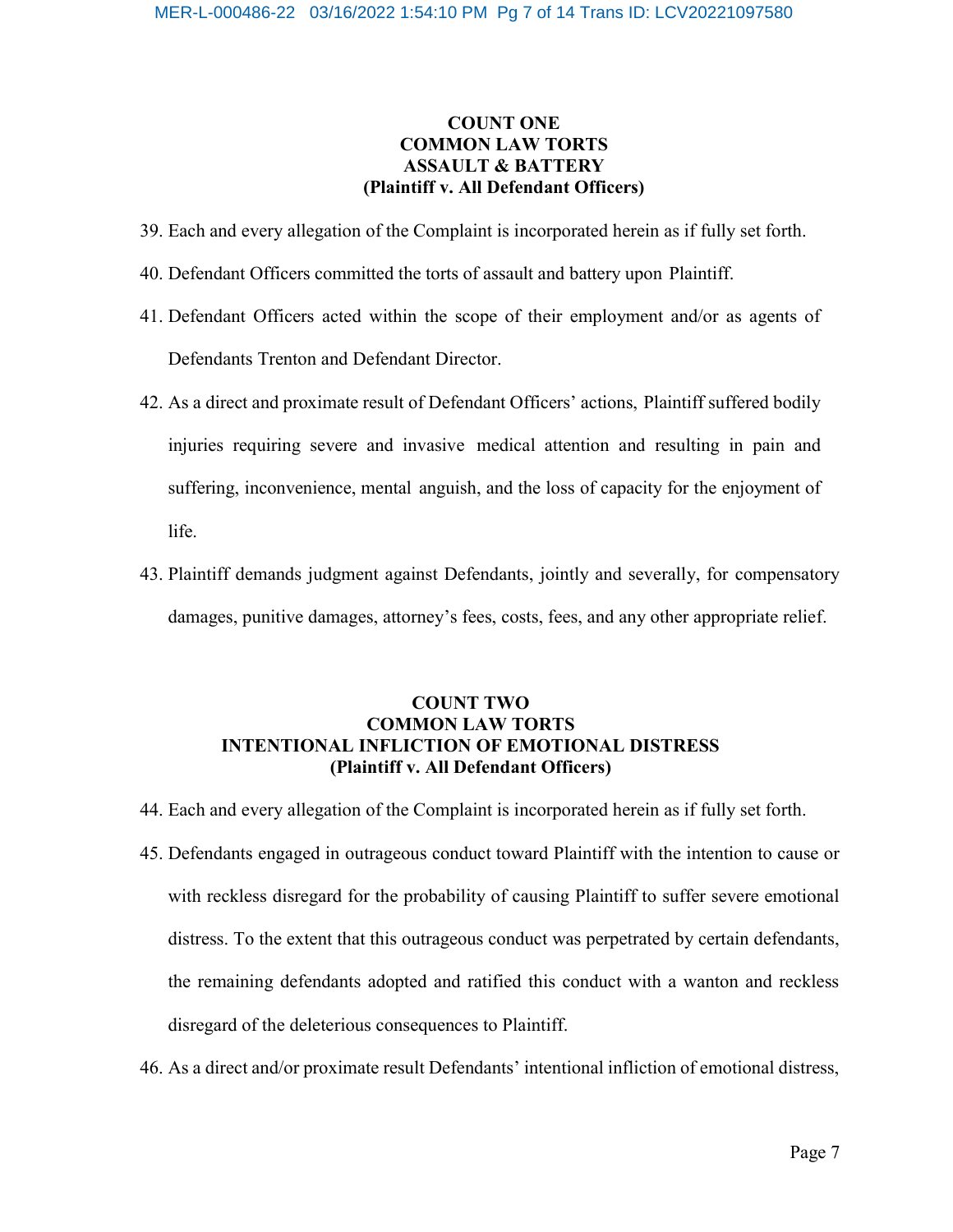**COUNT ONE**
**COMMON LAW TORTS**
**ASSAULT & BATTERY**
**(Plaintiff v. All Defendant Officers)**

39. Each and every allegation of the Complaint is incorporated herein as if fully set forth.

40. Defendant Officers committed the torts of assault and battery upon Plaintiff.

41. Defendant Officers acted within the scope of their employment and/or as agents of Defendants Trenton and Defendant Director.

42. As a direct and proximate result of Defendant Officers' actions, Plaintiff suffered bodily injuries requiring severe and invasive medical attention and resulting in pain and suffering, inconvenience, mental anguish, and the loss of capacity for the enjoyment of life.

43. Plaintiff demands judgment against Defendants, jointly and severally, for compensatory damages, punitive damages, attorney's fees, costs, fees, and any other appropriate relief.

**COUNT TWO**
**COMMON LAW TORTS**
**INTENTIONAL INFLICTION OF EMOTIONAL DISTRESS**
**(Plaintiff v. All Defendant Officers)**

44. Each and every allegation of the Complaint is incorporated herein as if fully set forth.

45. Defendants engaged in outrageous conduct toward Plaintiff with the intention to cause or with reckless disregard for the probability of causing Plaintiff to suffer severe emotional distress. To the extent that this outrageous conduct was perpetrated by certain defendants, the remaining defendants adopted and ratified this conduct with a wanton and reckless disregard of the deleterious consequences to Plaintiff.

46. As a direct and/or proximate result Defendants' intentional infliction of emotional distress,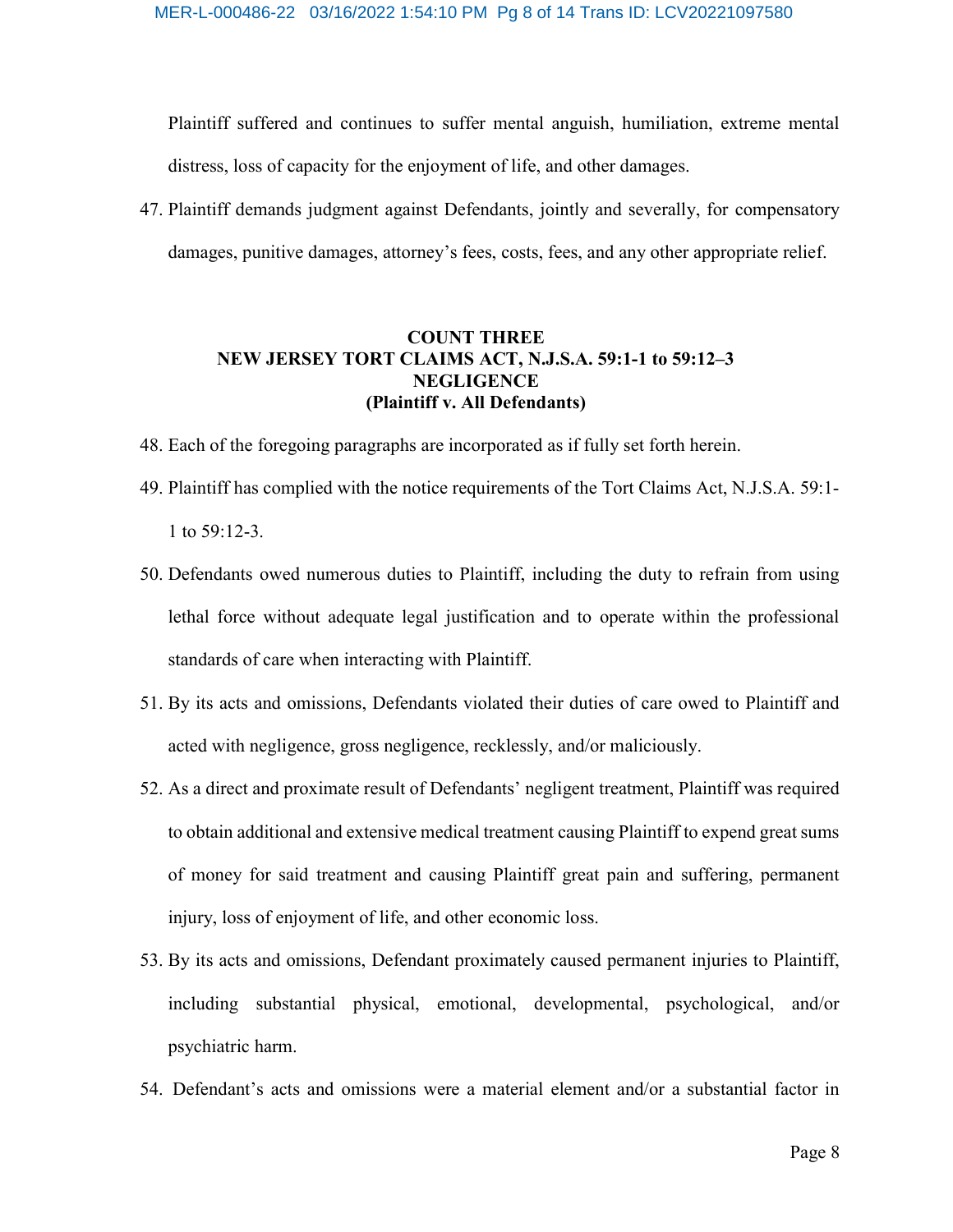Plaintiff suffered and continues to suffer mental anguish, humiliation, extreme mental distress, loss of capacity for the enjoyment of life, and other damages.

47. Plaintiff demands judgment against Defendants, jointly and severally, for compensatory damages, punitive damages, attorney's fees, costs, fees, and any other appropriate relief.

**COUNT THREE**
**NEW JERSEY TORT CLAIMS ACT, N.J.S.A. 59:1-1 to 59:12–3**
**NEGLIGENCE**
**(Plaintiff v. All Defendants)**

48. Each of the foregoing paragraphs are incorporated as if fully set forth herein.

49. Plaintiff has complied with the notice requirements of the Tort Claims Act, N.J.S.A. 59:1-1 to 59:12-3.

50. Defendants owed numerous duties to Plaintiff, including the duty to refrain from using lethal force without adequate legal justification and to operate within the professional standards of care when interacting with Plaintiff.

51. By its acts and omissions, Defendants violated their duties of care owed to Plaintiff and acted with negligence, gross negligence, recklessly, and/or maliciously.

52. As a direct and proximate result of Defendants' negligent treatment, Plaintiff was required to obtain additional and extensive medical treatment causing Plaintiff to expend great sums of money for said treatment and causing Plaintiff great pain and suffering, permanent injury, loss of enjoyment of life, and other economic loss.

53. By its acts and omissions, Defendant proximately caused permanent injuries to Plaintiff, including substantial physical, emotional, developmental, psychological, and/or psychiatric harm.

54. Defendant's acts and omissions were a material element and/or a substantial factor in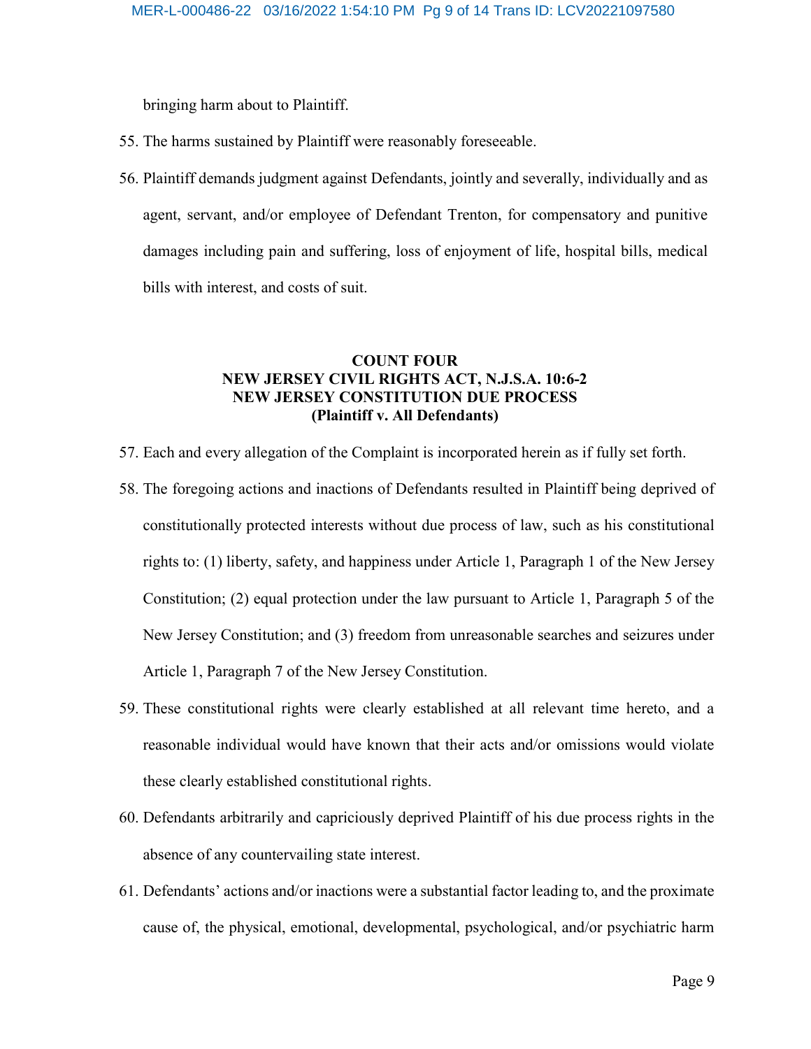bringing harm about to Plaintiff.

55. The harms sustained by Plaintiff were reasonably foreseeable.

56. Plaintiff demands judgment against Defendants, jointly and severally, individually and as agent, servant, and/or employee of Defendant Trenton, for compensatory and punitive damages including pain and suffering, loss of enjoyment of life, hospital bills, medical bills with interest, and costs of suit.

**COUNT FOUR**
**NEW JERSEY CIVIL RIGHTS ACT, N.J.S.A. 10:6-2**
**NEW JERSEY CONSTITUTION DUE PROCESS**
**(Plaintiff v. All Defendants)**

57. Each and every allegation of the Complaint is incorporated herein as if fully set forth.

58. The foregoing actions and inactions of Defendants resulted in Plaintiff being deprived of constitutionally protected interests without due process of law, such as his constitutional rights to: (1) liberty, safety, and happiness under Article 1, Paragraph 1 of the New Jersey Constitution; (2) equal protection under the law pursuant to Article 1, Paragraph 5 of the New Jersey Constitution; and (3) freedom from unreasonable searches and seizures under Article 1, Paragraph 7 of the New Jersey Constitution.

59. These constitutional rights were clearly established at all relevant time hereto, and a reasonable individual would have known that their acts and/or omissions would violate these clearly established constitutional rights.

60. Defendants arbitrarily and capriciously deprived Plaintiff of his due process rights in the absence of any countervailing state interest.

61. Defendants' actions and/or inactions were a substantial factor leading to, and the proximate cause of, the physical, emotional, developmental, psychological, and/or psychiatric harm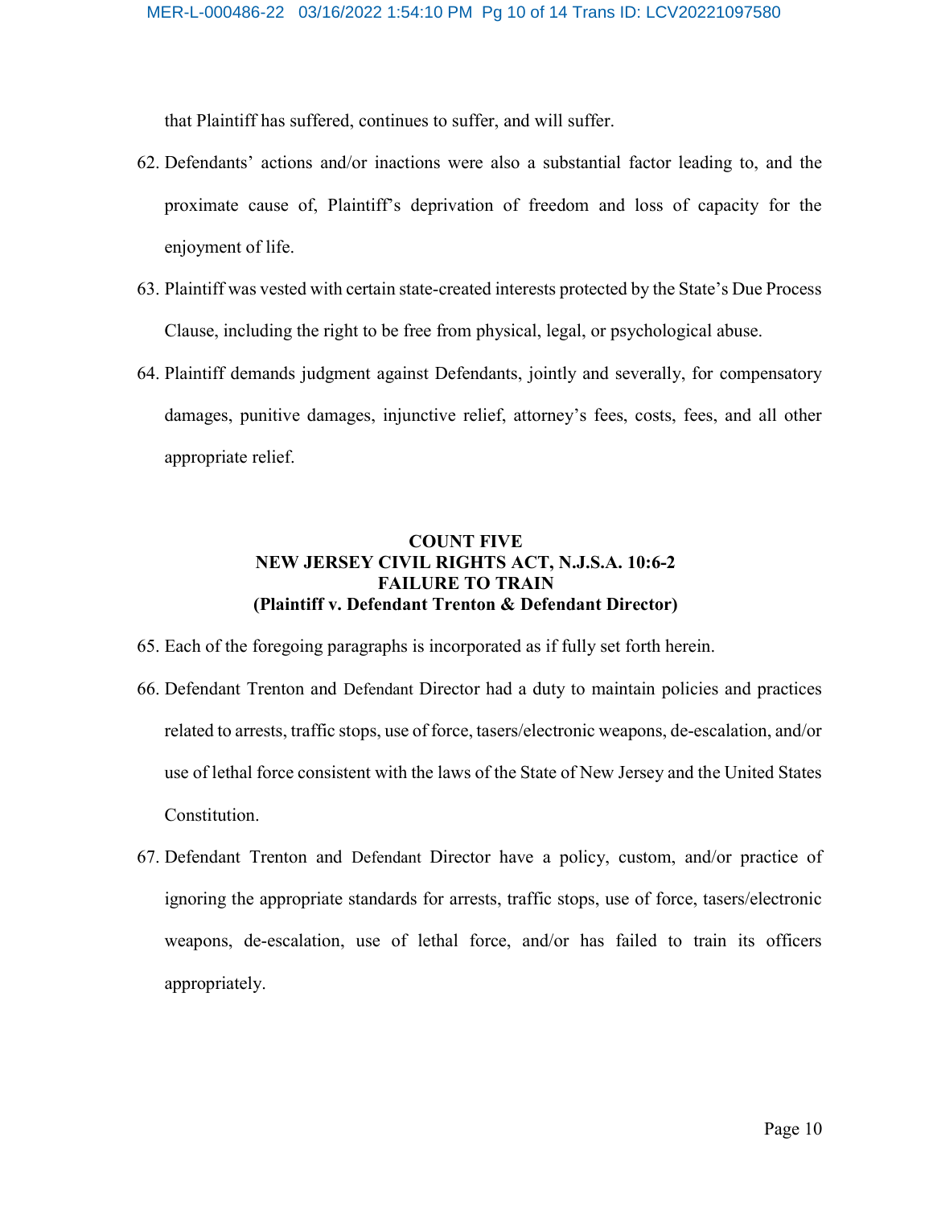that Plaintiff has suffered, continues to suffer, and will suffer.

62. Defendants' actions and/or inactions were also a substantial factor leading to, and the proximate cause of, Plaintiff's deprivation of freedom and loss of capacity for the enjoyment of life.

63. Plaintiff was vested with certain state-created interests protected by the State's Due Process Clause, including the right to be free from physical, legal, or psychological abuse.

64. Plaintiff demands judgment against Defendants, jointly and severally, for compensatory damages, punitive damages, injunctive relief, attorney's fees, costs, fees, and all other appropriate relief.

**COUNT FIVE**
**NEW JERSEY CIVIL RIGHTS ACT, N.J.S.A. 10:6-2**
**FAILURE TO TRAIN**
**(Plaintiff v. Defendant Trenton & Defendant Director)**

65. Each of the foregoing paragraphs is incorporated as if fully set forth herein.

66. Defendant Trenton and Defendant Director had a duty to maintain policies and practices related to arrests, traffic stops, use of force, tasers/electronic weapons, de-escalation, and/or use of lethal force consistent with the laws of the State of New Jersey and the United States Constitution.

67. Defendant Trenton and Defendant Director have a policy, custom, and/or practice of ignoring the appropriate standards for arrests, traffic stops, use of force, tasers/electronic weapons, de-escalation, use of lethal force, and/or has failed to train its officers appropriately.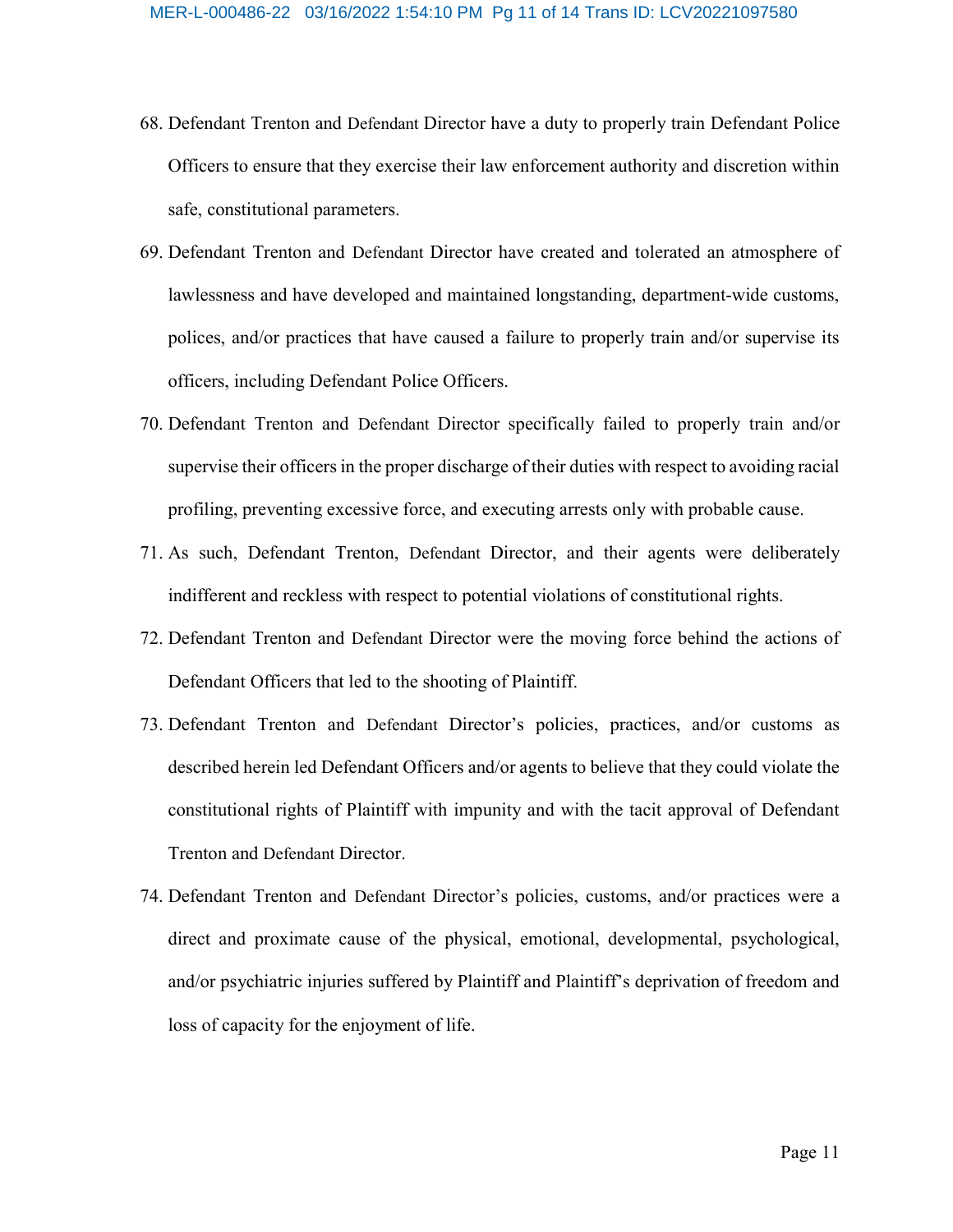68. Defendant Trenton and Defendant Director have a duty to properly train Defendant Police Officers to ensure that they exercise their law enforcement authority and discretion within safe, constitutional parameters.

69. Defendant Trenton and Defendant Director have created and tolerated an atmosphere of lawlessness and have developed and maintained longstanding, department-wide customs, polices, and/or practices that have caused a failure to properly train and/or supervise its officers, including Defendant Police Officers.

70. Defendant Trenton and Defendant Director specifically failed to properly train and/or supervise their officers in the proper discharge of their duties with respect to avoiding racial profiling, preventing excessive force, and executing arrests only with probable cause.

71. As such, Defendant Trenton, Defendant Director, and their agents were deliberately indifferent and reckless with respect to potential violations of constitutional rights.

72. Defendant Trenton and Defendant Director were the moving force behind the actions of Defendant Officers that led to the shooting of Plaintiff.

73. Defendant Trenton and Defendant Director's policies, practices, and/or customs as described herein led Defendant Officers and/or agents to believe that they could violate the constitutional rights of Plaintiff with impunity and with the tacit approval of Defendant Trenton and Defendant Director.

74. Defendant Trenton and Defendant Director's policies, customs, and/or practices were a direct and proximate cause of the physical, emotional, developmental, psychological, and/or psychiatric injuries suffered by Plaintiff and Plaintiff's deprivation of freedom and loss of capacity for the enjoyment of life.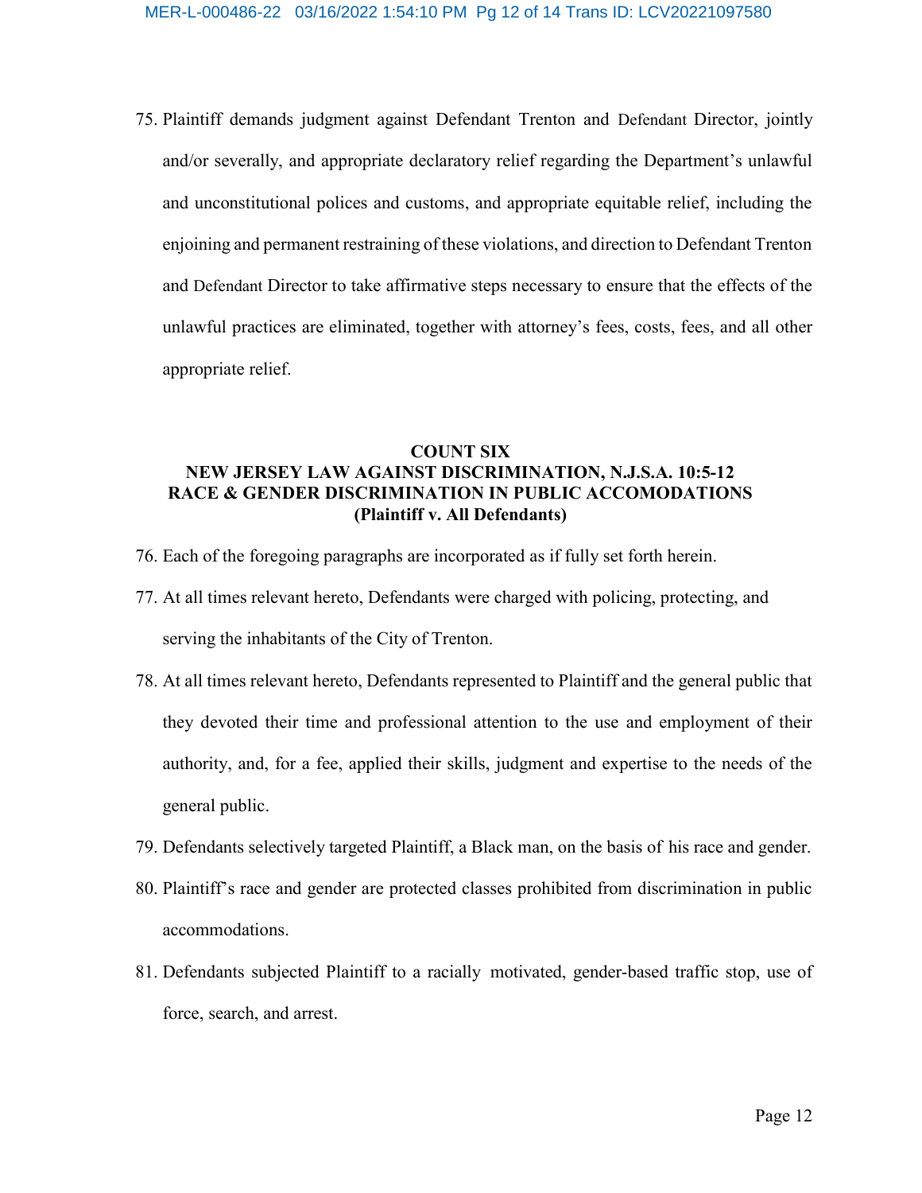75. Plaintiff demands judgment against Defendant Trenton and Defendant Director, jointly and/or severally, and appropriate declaratory relief regarding the Department's unlawful and unconstitutional polices and customs, and appropriate equitable relief, including the enjoining and permanent restraining of these violations, and direction to Defendant Trenton and Defendant Director to take affirmative steps necessary to ensure that the effects of the unlawful practices are eliminated, together with attorney's fees, costs, fees, and all other appropriate relief.

**COUNT SIX**
**NEW JERSEY LAW AGAINST DISCRIMINATION, N.J.S.A. 10:5-12**
**RACE & GENDER DISCRIMINATION IN PUBLIC ACCOMODATIONS**
**(Plaintiff v. All Defendants)**

76. Each of the foregoing paragraphs are incorporated as if fully set forth herein.

77. At all times relevant hereto, Defendants were charged with policing, protecting, and serving the inhabitants of the City of Trenton.

78. At all times relevant hereto, Defendants represented to Plaintiff and the general public that they devoted their time and professional attention to the use and employment of their authority, and, for a fee, applied their skills, judgment and expertise to the needs of the general public.

79. Defendants selectively targeted Plaintiff, a Black man, on the basis of his race and gender.

80. Plaintiff's race and gender are protected classes prohibited from discrimination in public accommodations.

81. Defendants subjected Plaintiff to a racially motivated, gender-based traffic stop, use of force, search, and arrest.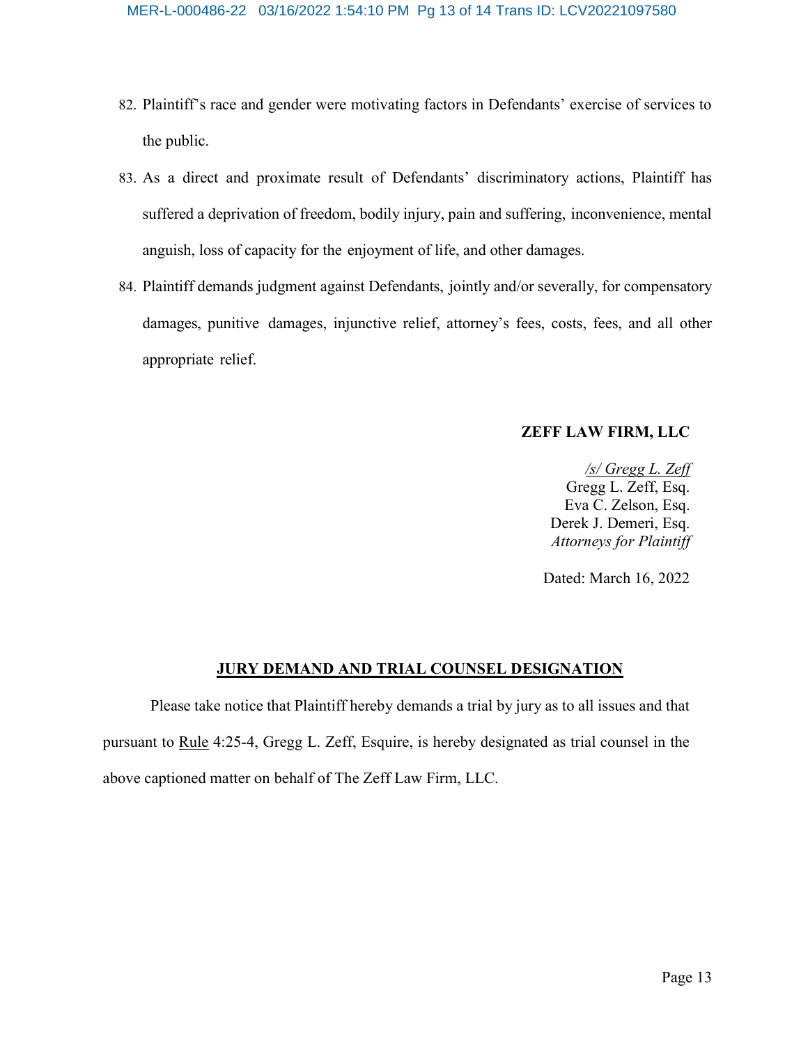82. Plaintiff's race and gender were motivating factors in Defendants' exercise of services to the public.
83. As a direct and proximate result of Defendants' discriminatory actions, Plaintiff has suffered a deprivation of freedom, bodily injury, pain and suffering, inconvenience, mental anguish, loss of capacity for the enjoyment of life, and other damages.
84. Plaintiff demands judgment against Defendants, jointly and/or severally, for compensatory damages, punitive damages, injunctive relief, attorney's fees, costs, fees, and all other appropriate relief.

**ZEFF LAW FIRM, LLC**

*/s/ Gregg L. Zeff*
Gregg L. Zeff, Esq.
Eva C. Zelson, Esq.
Derek J. Demeri, Esq.
*Attorneys for Plaintiff*

Dated: March 16, 2022

**JURY DEMAND AND TRIAL COUNSEL DESIGNATION**

Please take notice that Plaintiff hereby demands a trial by jury as to all issues and that pursuant to Rule 4:25-4, Gregg L. Zeff, Esquire, is hereby designated as trial counsel in the above captioned matter on behalf of The Zeff Law Firm, LLC.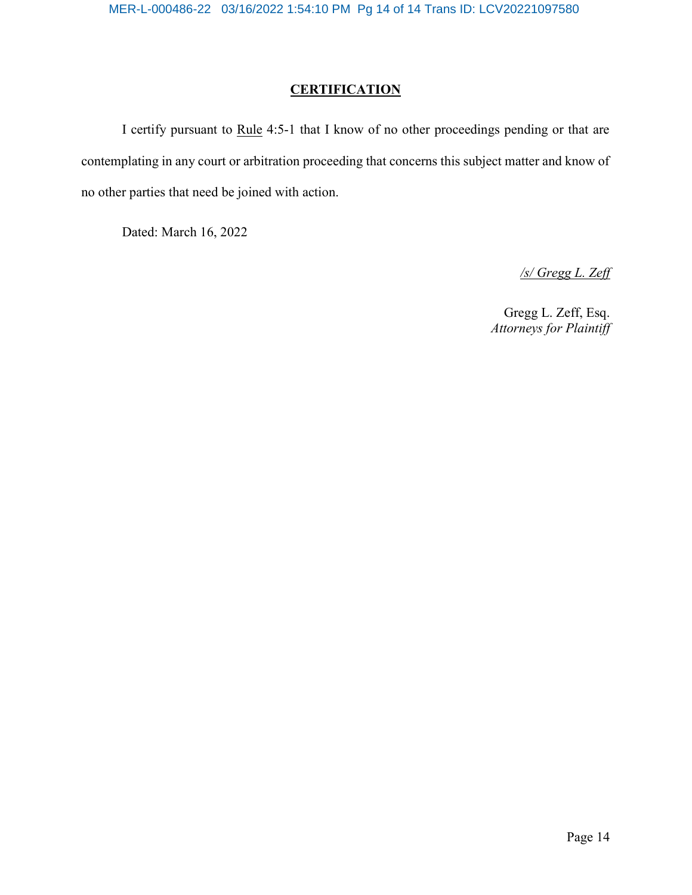## CERTIFICATION

I certify pursuant to Rule 4:5-1 that I know of no other proceedings pending or that are contemplating in any court or arbitration proceeding that concerns this subject matter and know of no other parties that need be joined with action.

Dated: March 16, 2022

*/s/ Gregg L. Zeff*

Gregg L. Zeff, Esq.
*Attorneys for Plaintiff*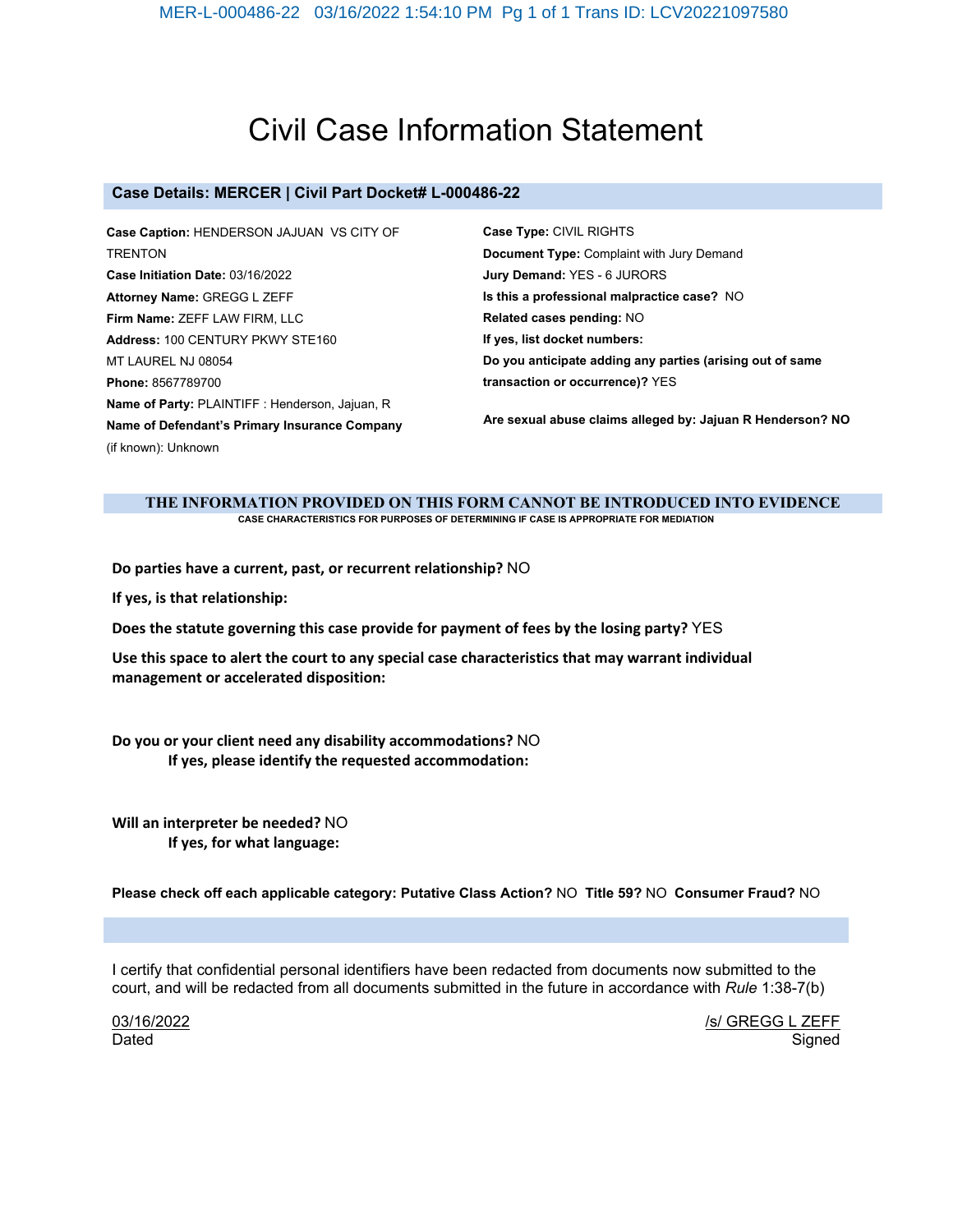# Civil Case Information Statement

## Case Details: MERCER | Civil Part Docket# L-000486-22

**Case Caption:** HENDERSON JAJUAN VS CITY OF TRENTON
**Case Initiation Date:** 03/16/2022
**Attorney Name:** GREGG L ZEFF
**Firm Name:** ZEFF LAW FIRM, LLC
**Address:** 100 CENTURY PKWY STE160
MT LAUREL NJ 08054
**Phone:** 8567789700
**Name of Party:** PLAINTIFF : Henderson, Jajuan, R
**Name of Defendant's Primary Insurance Company** (if known): Unknown

**Case Type:** CIVIL RIGHTS
**Document Type:** Complaint with Jury Demand
**Jury Demand:** YES - 6 JURORS
**Is this a professional malpractice case?** NO
**Related cases pending:** NO
**If yes, list docket numbers:**
**Do you anticipate adding any parties (arising out of same transaction or occurrence)?** YES

**Are sexual abuse claims alleged by: Jajuan R Henderson? NO**

**THE INFORMATION PROVIDED ON THIS FORM CANNOT BE INTRODUCED INTO EVIDENCE**
**CASE CHARACTERISTICS FOR PURPOSES OF DETERMINING IF CASE IS APPROPRIATE FOR MEDIATION**

**Do parties have a current, past, or recurrent relationship?** NO

**If yes, is that relationship:**

**Does the statute governing this case provide for payment of fees by the losing party?** YES

**Use this space to alert the court to any special case characteristics that may warrant individual management or accelerated disposition:**

**Do you or your client need any disability accommodations?** NO
**If yes, please identify the requested accommodation:**

**Will an interpreter be needed?** NO
**If yes, for what language:**

**Please check off each applicable category: Putative Class Action?** NO **Title 59?** NO **Consumer Fraud?** NO

I certify that confidential personal identifiers have been redacted from documents now submitted to the court, and will be redacted from all documents submitted in the future in accordance with *Rule* 1:38-7(b)

03/16/2022
Dated

/s/ GREGG L ZEFF
Signed